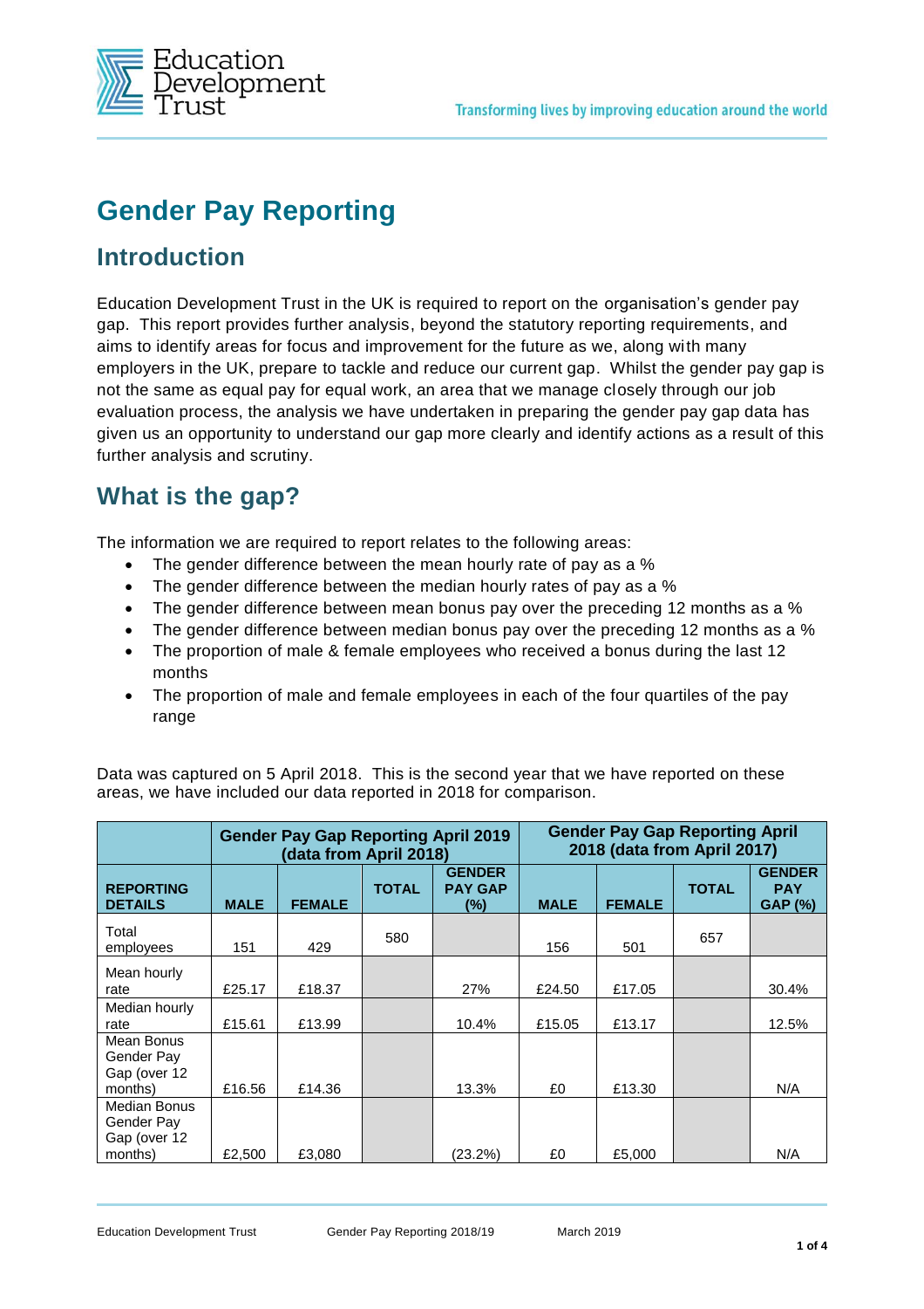# Gender Pay Reporting

## Introduction

Education Development Trust in the UK is required to report on the organisation's gender pay gap. This report provides further analysis, beyond the statutory reporting requirements, and aims to identify areas for focus and improvement for the future as we, along with many employers in the UK, prepare to tackle and reduce our current gap. Whilst the gender pay gap is not the same as equal pay for equal work, an area that we manage closely through our job evaluation process, the analysis we have undertaken in preparing the gender pay gap data has given us an opportunity to understand our gap more clearly and identify actions as a result of this further analysis and scrutiny.

## What is the gap?

The information we are required to report relates to the following areas:

- The gender difference between the mean hourly rate of pay as a %
- The gender difference between the median hourly rates of pay as a %
- The gender difference between mean bonus pay over the preceding 12 months as a %
- The gender difference between median bonus pay over the preceding 12 months as a %
- The proportion of male & female employees who received a bonus during the last 12 months
- The proportion of male and female employees in each of the four quartiles of the pay range

Data was captured on 5 April 2018. This is the second year that we have reported on these areas, we have included our data reported in 2018 for comparison.

| | Gender Pay Gap Reporting April 2019 (data from April 2018) | | | | Gender Pay Gap Reporting April 2018 (data from April 2017) | | | |
|---|---|---|---|---|---|---|---|---|
| **REPORTING DETAILS** | **MALE** | **FEMALE** | **TOTAL** | **GENDER PAY GAP (%)** | **MALE** | **FEMALE** | **TOTAL** | **GENDER PAY GAP (%)** |
| Total employees | 151 | 429 | 580 | | 156 | 501 | 657 | |
| Mean hourly rate | £25.17 | £18.37 | | 27% | £24.50 | £17.05 | | 30.4% |
| Median hourly rate | £15.61 | £13.99 | | 10.4% | £15.05 | £13.17 | | 12.5% |
| Mean Bonus Gender Pay Gap (over 12 months) | £16.56 | £14.36 | | 13.3% | £0 | £13.30 | | N/A |
| Median Bonus Gender Pay Gap (over 12 months) | £2,500 | £3,080 | | (23.2%) | £0 | £5,000 | | N/A |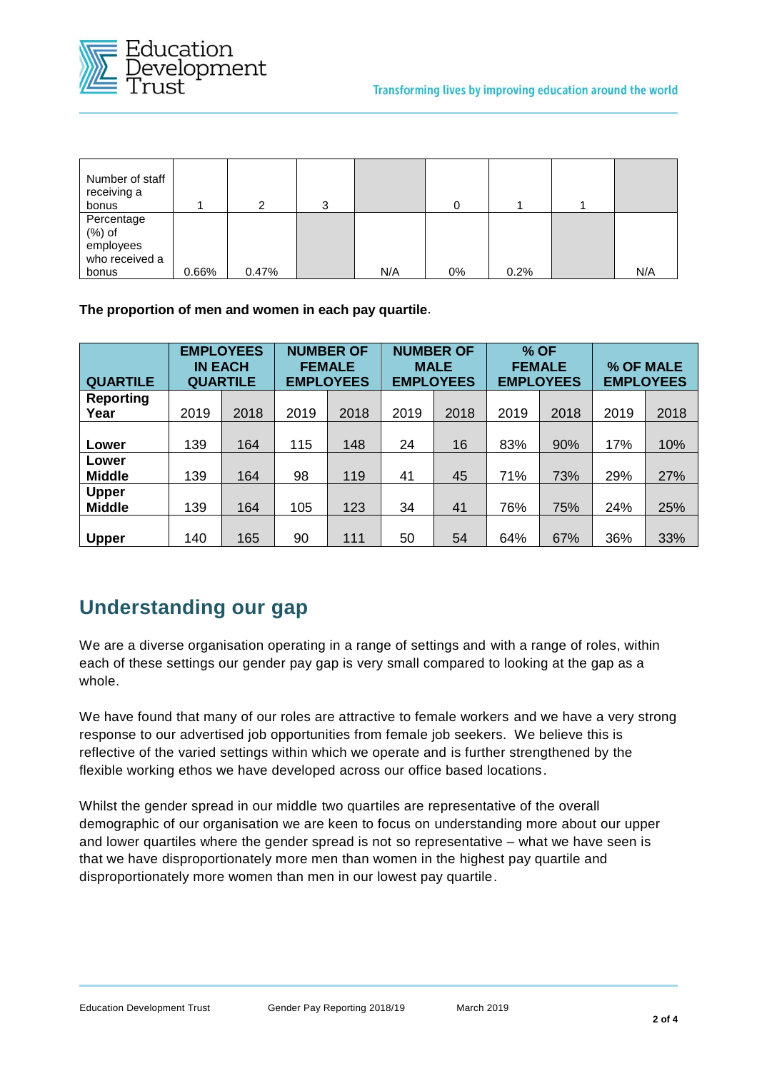| Number of staff receiving a bonus | 1 | 2 | 3 | | 0 | 1 | 1 | |
|---|---|---|---|---|---|---|---|---|
| Percentage (%) of employees who received a bonus | 0.66% | 0.47% | | N/A | 0% | 0.2% | | N/A |

**The proportion of men and women in each pay quartile**.

| QUARTILE | EMPLOYEES IN EACH QUARTILE | | NUMBER OF FEMALE EMPLOYEES | | NUMBER OF MALE EMPLOYEES | | % OF FEMALE EMPLOYEES | | % OF MALE EMPLOYEES | |
|---|---|---|---|---|---|---|---|---|---|---|
| **Reporting Year** | 2019 | 2018 | 2019 | 2018 | 2019 | 2018 | 2019 | 2018 | 2019 | 2018 |
| **Lower** | 139 | 164 | 115 | 148 | 24 | 16 | 83% | 90% | 17% | 10% |
| **Lower Middle** | 139 | 164 | 98 | 119 | 41 | 45 | 71% | 73% | 29% | 27% |
| **Upper Middle** | 139 | 164 | 105 | 123 | 34 | 41 | 76% | 75% | 24% | 25% |
| **Upper** | 140 | 165 | 90 | 111 | 50 | 54 | 64% | 67% | 36% | 33% |

## Understanding our gap

We are a diverse organisation operating in a range of settings and with a range of roles, within each of these settings our gender pay gap is very small compared to looking at the gap as a whole.

We have found that many of our roles are attractive to female workers and we have a very strong response to our advertised job opportunities from female job seekers. We believe this is reflective of the varied settings within which we operate and is further strengthened by the flexible working ethos we have developed across our office based locations.

Whilst the gender spread in our middle two quartiles are representative of the overall demographic of our organisation we are keen to focus on understanding more about our upper and lower quartiles where the gender spread is not so representative – what we have seen is that we have disproportionately more men than women in the highest pay quartile and disproportionately more women than men in our lowest pay quartile.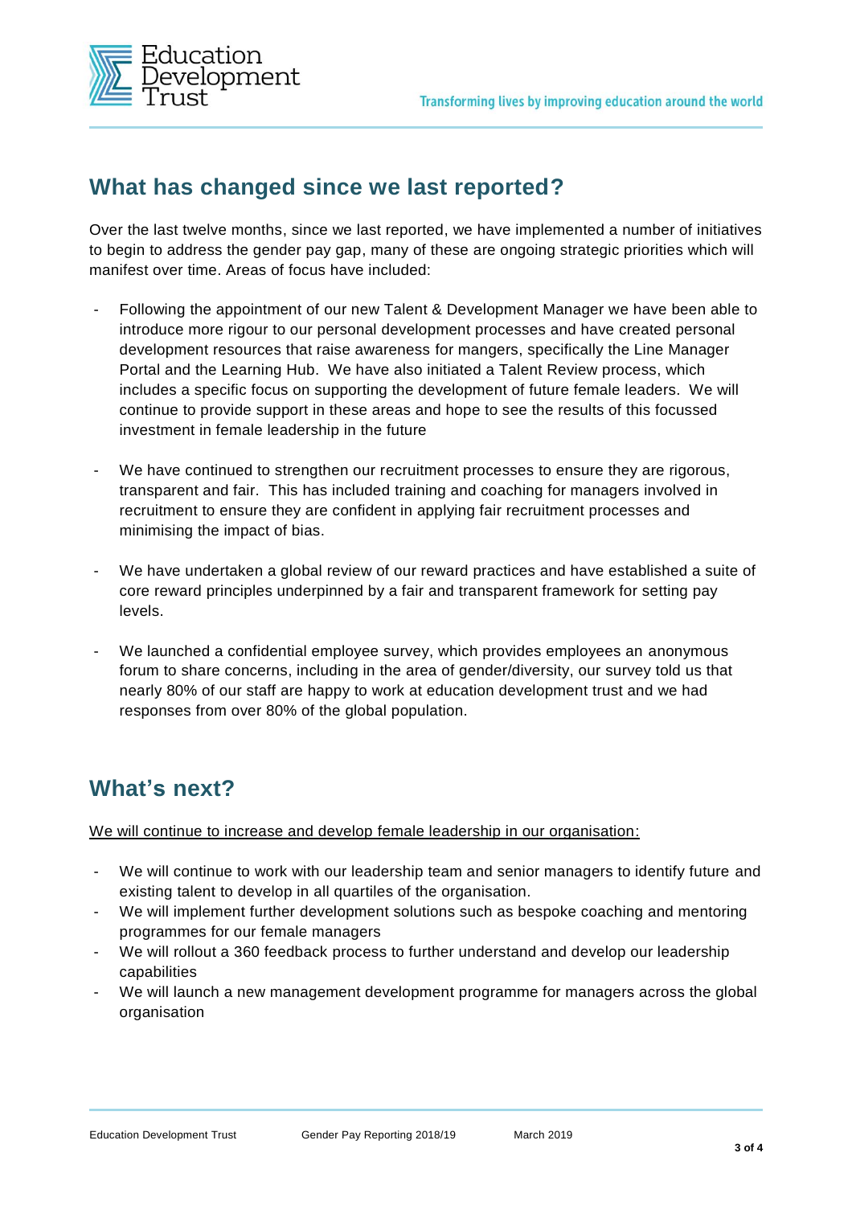## What has changed since we last reported?

Over the last twelve months, since we last reported, we have implemented a number of initiatives to begin to address the gender pay gap, many of these are ongoing strategic priorities which will manifest over time. Areas of focus have included:

- Following the appointment of our new Talent & Development Manager we have been able to introduce more rigour to our personal development processes and have created personal development resources that raise awareness for mangers, specifically the Line Manager Portal and the Learning Hub. We have also initiated a Talent Review process, which includes a specific focus on supporting the development of future female leaders. We will continue to provide support in these areas and hope to see the results of this focussed investment in female leadership in the future

- We have continued to strengthen our recruitment processes to ensure they are rigorous, transparent and fair. This has included training and coaching for managers involved in recruitment to ensure they are confident in applying fair recruitment processes and minimising the impact of bias.

- We have undertaken a global review of our reward practices and have established a suite of core reward principles underpinned by a fair and transparent framework for setting pay levels.

- We launched a confidential employee survey, which provides employees an anonymous forum to share concerns, including in the area of gender/diversity, our survey told us that nearly 80% of our staff are happy to work at education development trust and we had responses from over 80% of the global population.

## What's next?

<u>We will continue to increase and develop female leadership in our organisation:</u>

- We will continue to work with our leadership team and senior managers to identify future and existing talent to develop in all quartiles of the organisation.
- We will implement further development solutions such as bespoke coaching and mentoring programmes for our female managers
- We will rollout a 360 feedback process to further understand and develop our leadership capabilities
- We will launch a new management development programme for managers across the global organisation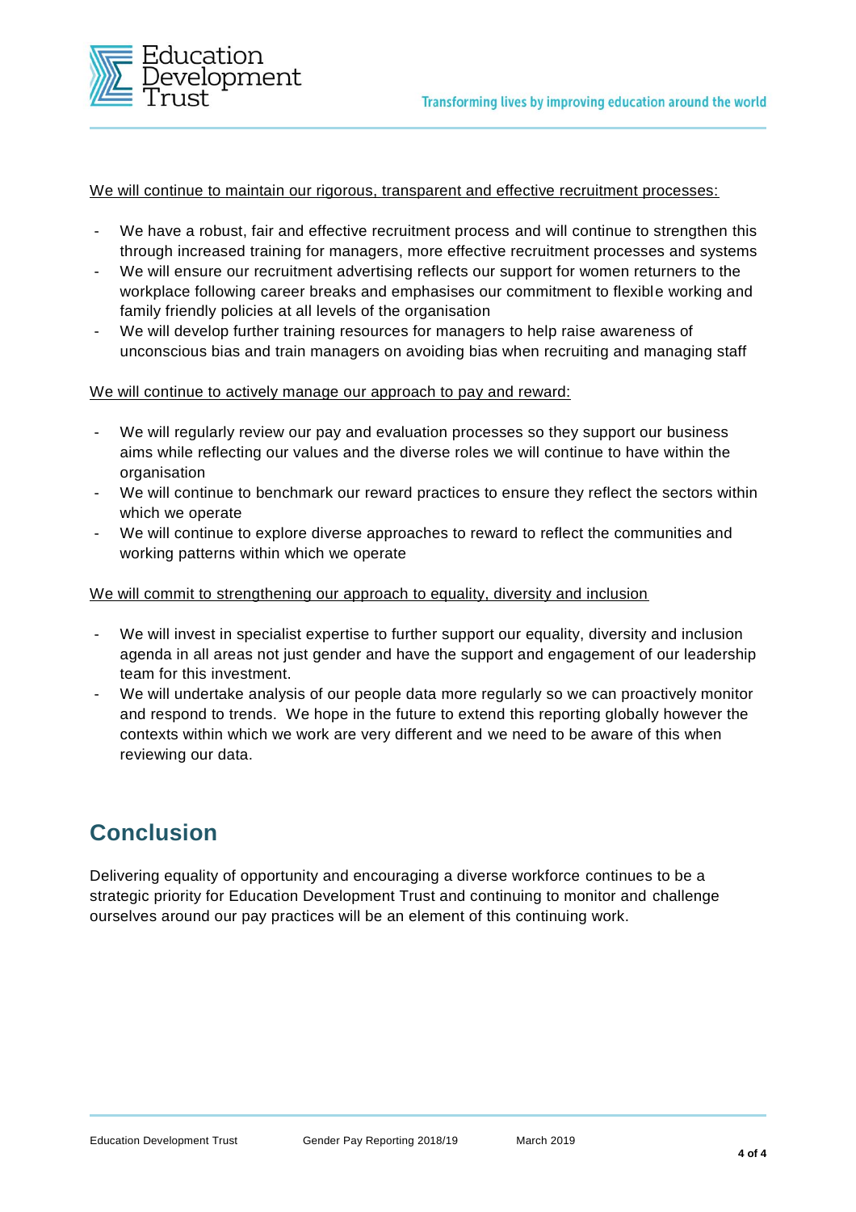We will continue to maintain our rigorous, transparent and effective recruitment processes:

- We have a robust, fair and effective recruitment process and will continue to strengthen this through increased training for managers, more effective recruitment processes and systems
- We will ensure our recruitment advertising reflects our support for women returners to the workplace following career breaks and emphasises our commitment to flexible working and family friendly policies at all levels of the organisation
- We will develop further training resources for managers to help raise awareness of unconscious bias and train managers on avoiding bias when recruiting and managing staff

We will continue to actively manage our approach to pay and reward:

- We will regularly review our pay and evaluation processes so they support our business aims while reflecting our values and the diverse roles we will continue to have within the organisation
- We will continue to benchmark our reward practices to ensure they reflect the sectors within which we operate
- We will continue to explore diverse approaches to reward to reflect the communities and working patterns within which we operate

We will commit to strengthening our approach to equality, diversity and inclusion

- We will invest in specialist expertise to further support our equality, diversity and inclusion agenda in all areas not just gender and have the support and engagement of our leadership team for this investment.
- We will undertake analysis of our people data more regularly so we can proactively monitor and respond to trends. We hope in the future to extend this reporting globally however the contexts within which we work are very different and we need to be aware of this when reviewing our data.

## Conclusion

Delivering equality of opportunity and encouraging a diverse workforce continues to be a strategic priority for Education Development Trust and continuing to monitor and challenge ourselves around our pay practices will be an element of this continuing work.